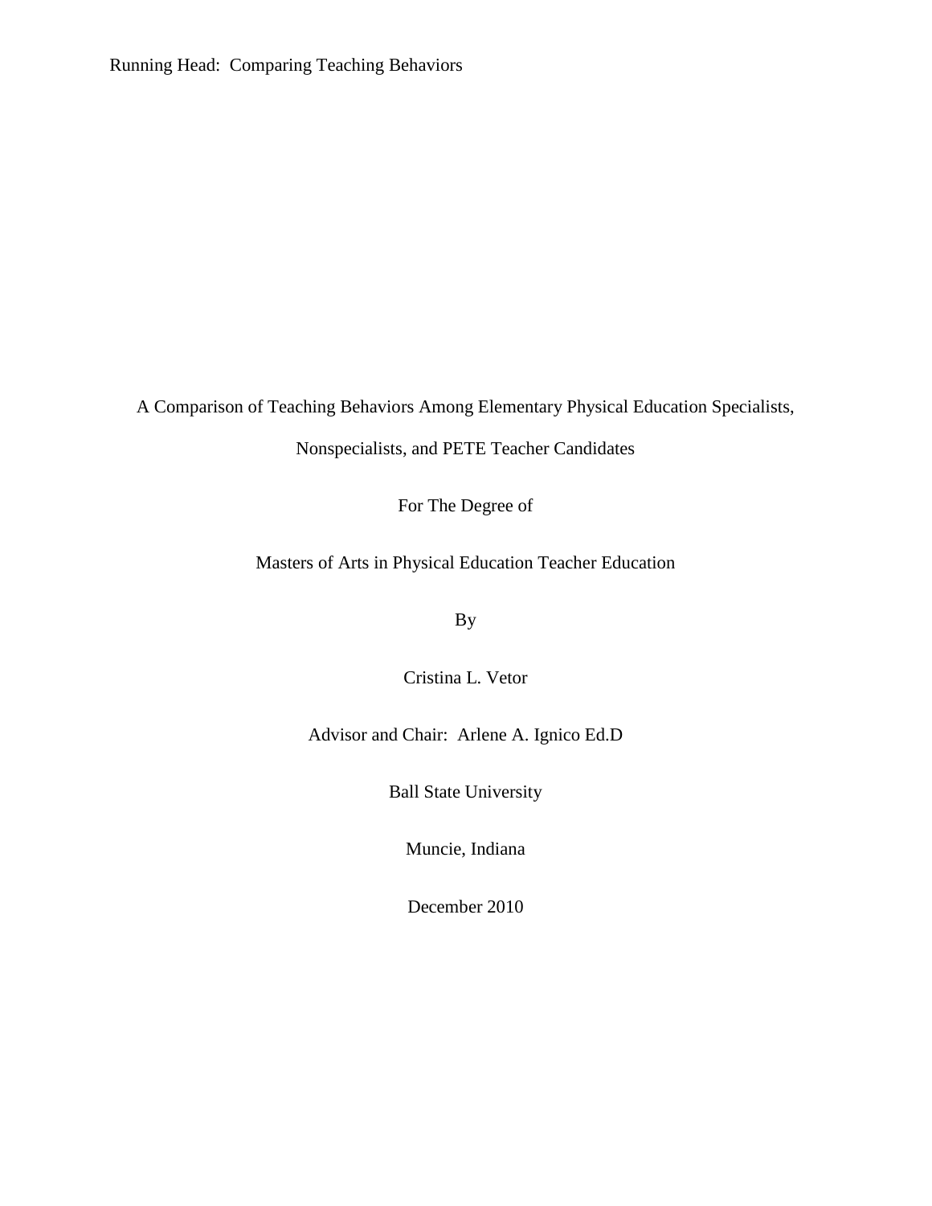A Comparison of Teaching Behaviors Among Elementary Physical Education Specialists, Nonspecialists, and PETE Teacher Candidates

For The Degree of

Masters of Arts in Physical Education Teacher Education

By

Cristina L. Vetor

Advisor and Chair: Arlene A. Ignico Ed.D

Ball State University

Muncie, Indiana

December 2010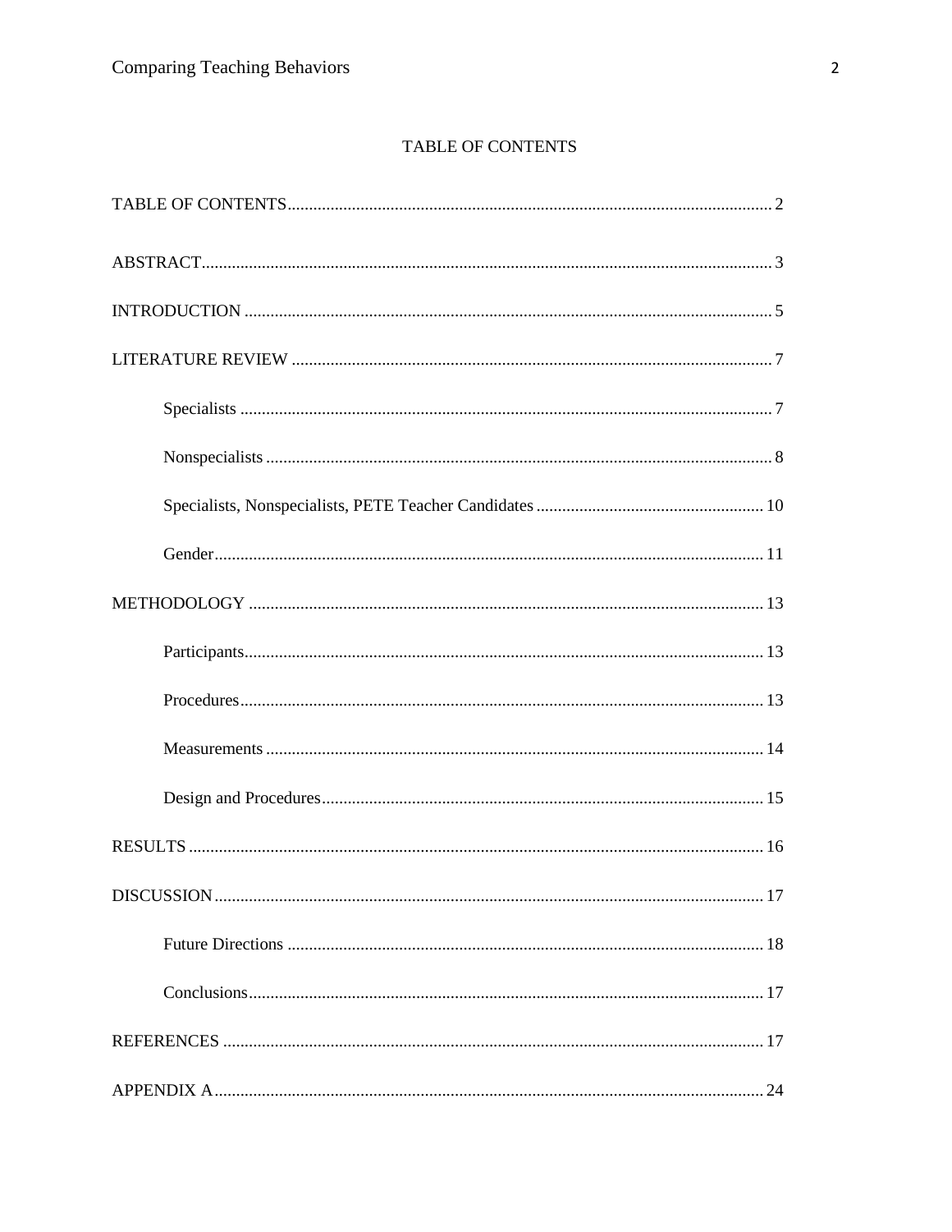# TABLE OF CONTENTS

TABLE OF CONTENTS .......... 2

ABSTRACT .......... 3

INTRODUCTION .......... 5

LITERATURE REVIEW .......... 7

- Specialists .......... 7
- Nonspecialists .......... 8
- Specialists, Nonspecialists, PETE Teacher Candidates .......... 10
- Gender .......... 11

METHODOLOGY .......... 13

- Participants .......... 13
- Procedures .......... 13
- Measurements .......... 14
- Design and Procedures .......... 15

RESULTS .......... 16

DISCUSSION .......... 17

- Future Directions .......... 18
- Conclusions .......... 17

REFERENCES .......... 17

APPENDIX A .......... 24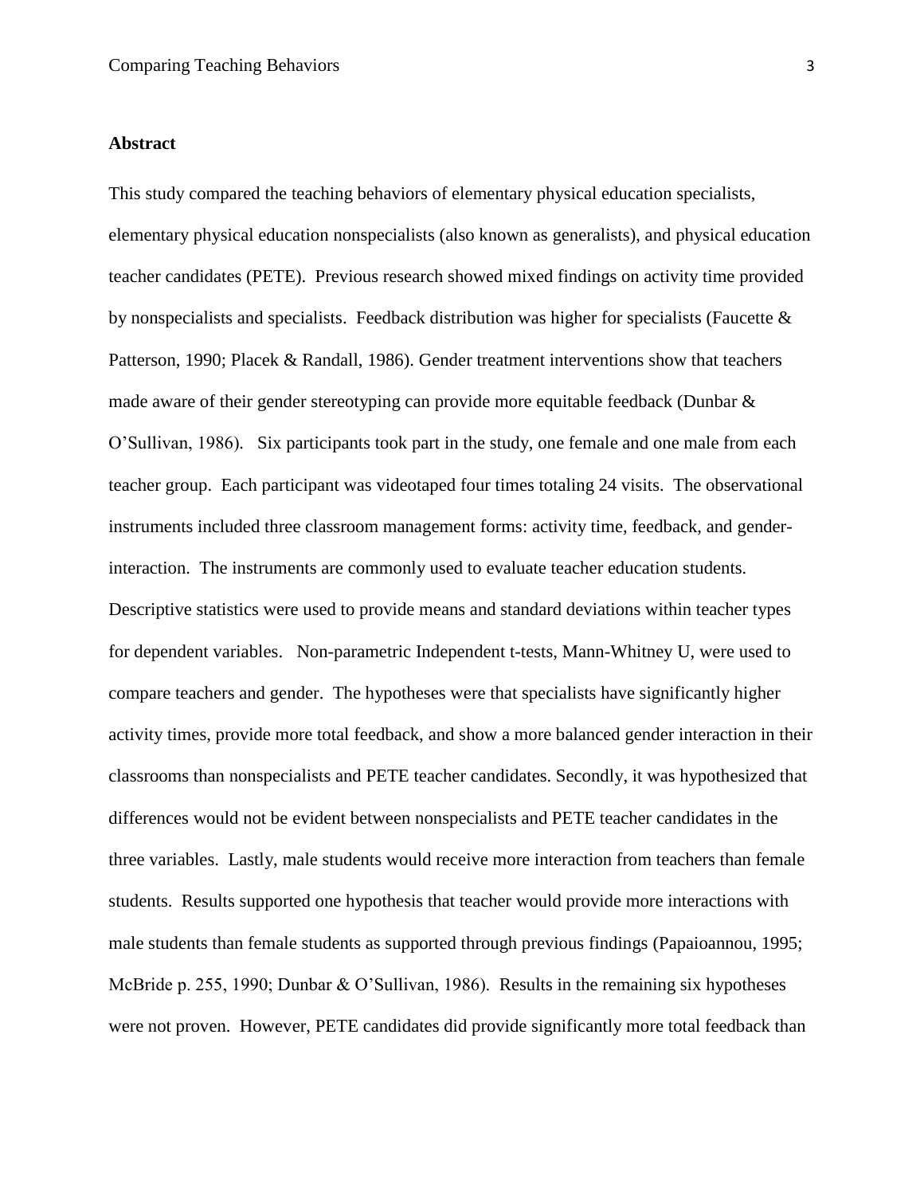**Abstract**

This study compared the teaching behaviors of elementary physical education specialists, elementary physical education nonspecialists (also known as generalists), and physical education teacher candidates (PETE). Previous research showed mixed findings on activity time provided by nonspecialists and specialists. Feedback distribution was higher for specialists (Faucette & Patterson, 1990; Placek & Randall, 1986). Gender treatment interventions show that teachers made aware of their gender stereotyping can provide more equitable feedback (Dunbar & O'Sullivan, 1986). Six participants took part in the study, one female and one male from each teacher group. Each participant was videotaped four times totaling 24 visits. The observational instruments included three classroom management forms: activity time, feedback, and gender-interaction. The instruments are commonly used to evaluate teacher education students. Descriptive statistics were used to provide means and standard deviations within teacher types for dependent variables. Non-parametric Independent t-tests, Mann-Whitney U, were used to compare teachers and gender. The hypotheses were that specialists have significantly higher activity times, provide more total feedback, and show a more balanced gender interaction in their classrooms than nonspecialists and PETE teacher candidates. Secondly, it was hypothesized that differences would not be evident between nonspecialists and PETE teacher candidates in the three variables. Lastly, male students would receive more interaction from teachers than female students. Results supported one hypothesis that teacher would provide more interactions with male students than female students as supported through previous findings (Papaioannou, 1995; McBride p. 255, 1990; Dunbar & O'Sullivan, 1986). Results in the remaining six hypotheses were not proven. However, PETE candidates did provide significantly more total feedback than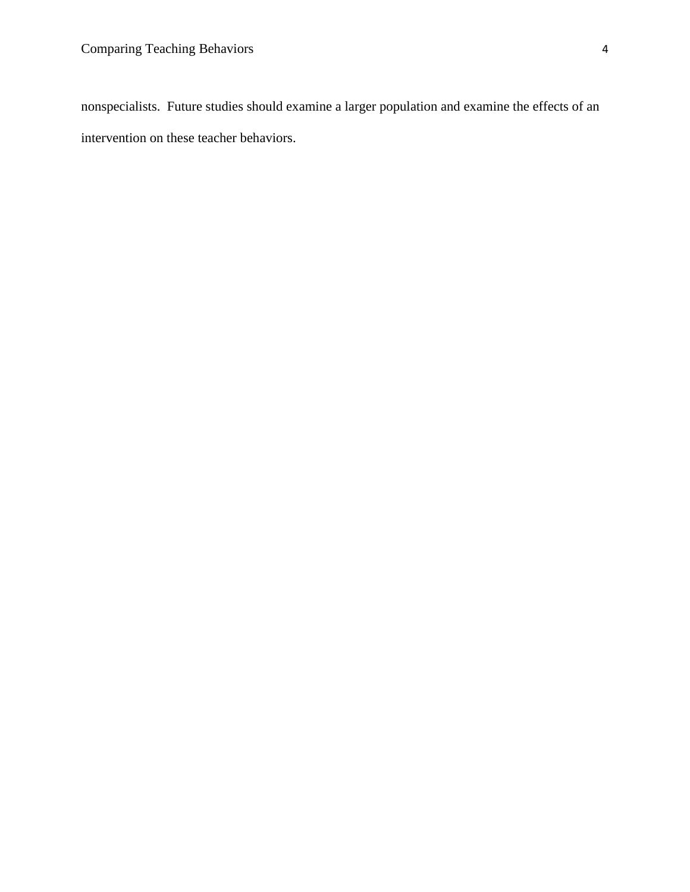nonspecialists.  Future studies should examine a larger population and examine the effects of an intervention on these teacher behaviors.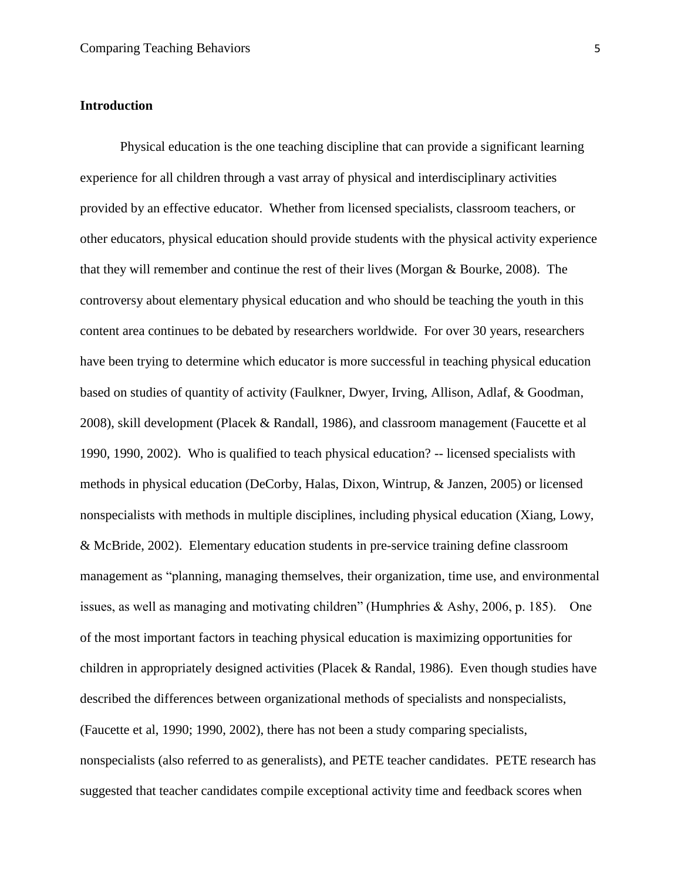**Introduction**

Physical education is the one teaching discipline that can provide a significant learning experience for all children through a vast array of physical and interdisciplinary activities provided by an effective educator. Whether from licensed specialists, classroom teachers, or other educators, physical education should provide students with the physical activity experience that they will remember and continue the rest of their lives (Morgan & Bourke, 2008). The controversy about elementary physical education and who should be teaching the youth in this content area continues to be debated by researchers worldwide. For over 30 years, researchers have been trying to determine which educator is more successful in teaching physical education based on studies of quantity of activity (Faulkner, Dwyer, Irving, Allison, Adlaf, & Goodman, 2008), skill development (Placek & Randall, 1986), and classroom management (Faucette et al 1990, 1990, 2002). Who is qualified to teach physical education? -- licensed specialists with methods in physical education (DeCorby, Halas, Dixon, Wintrup, & Janzen, 2005) or licensed nonspecialists with methods in multiple disciplines, including physical education (Xiang, Lowy, & McBride, 2002). Elementary education students in pre-service training define classroom management as "planning, managing themselves, their organization, time use, and environmental issues, as well as managing and motivating children" (Humphries & Ashy, 2006, p. 185). One of the most important factors in teaching physical education is maximizing opportunities for children in appropriately designed activities (Placek & Randal, 1986). Even though studies have described the differences between organizational methods of specialists and nonspecialists, (Faucette et al, 1990; 1990, 2002), there has not been a study comparing specialists, nonspecialists (also referred to as generalists), and PETE teacher candidates. PETE research has suggested that teacher candidates compile exceptional activity time and feedback scores when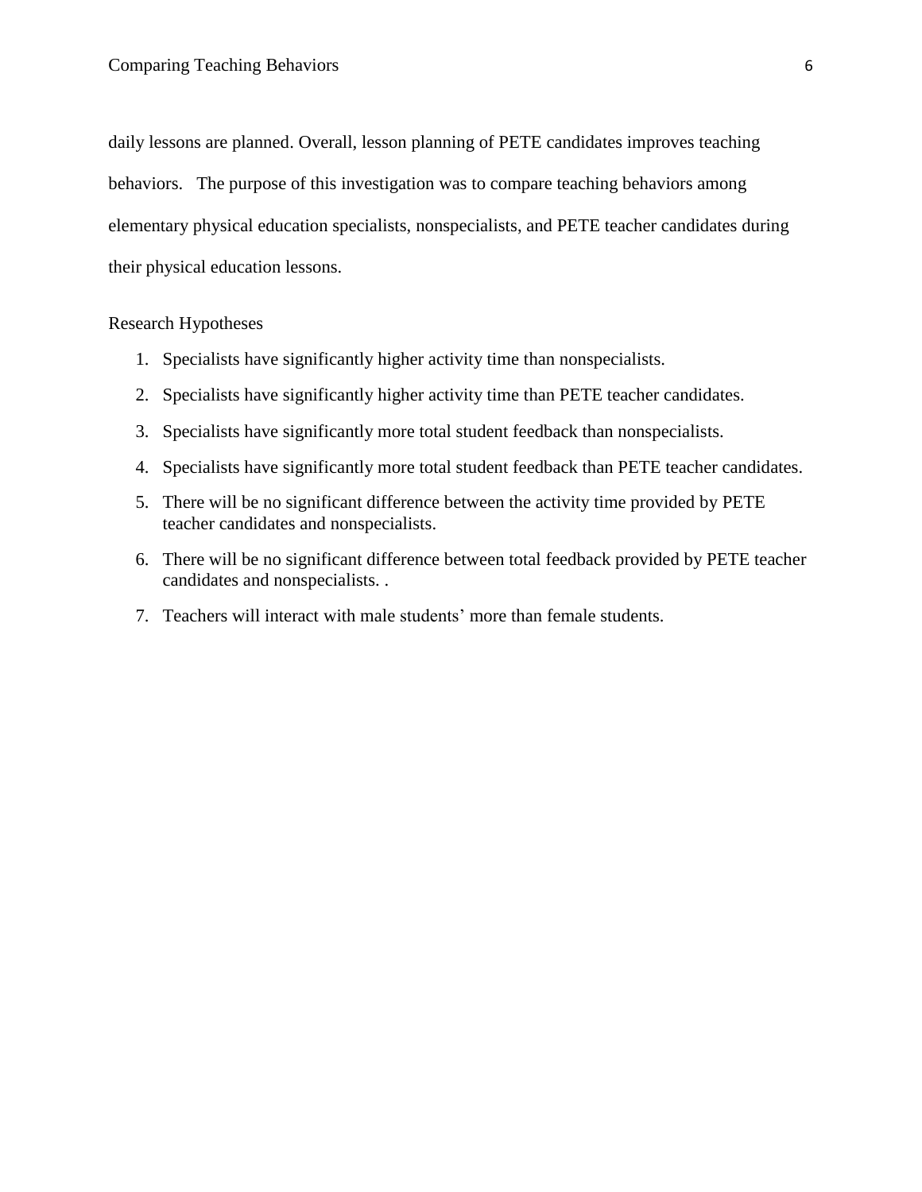daily lessons are planned. Overall, lesson planning of PETE candidates improves teaching behaviors. The purpose of this investigation was to compare teaching behaviors among elementary physical education specialists, nonspecialists, and PETE teacher candidates during their physical education lessons.

## Research Hypotheses

1. Specialists have significantly higher activity time than nonspecialists.
2. Specialists have significantly higher activity time than PETE teacher candidates.
3. Specialists have significantly more total student feedback than nonspecialists.
4. Specialists have significantly more total student feedback than PETE teacher candidates.
5. There will be no significant difference between the activity time provided by PETE teacher candidates and nonspecialists.
6. There will be no significant difference between total feedback provided by PETE teacher candidates and nonspecialists. .
7. Teachers will interact with male students' more than female students.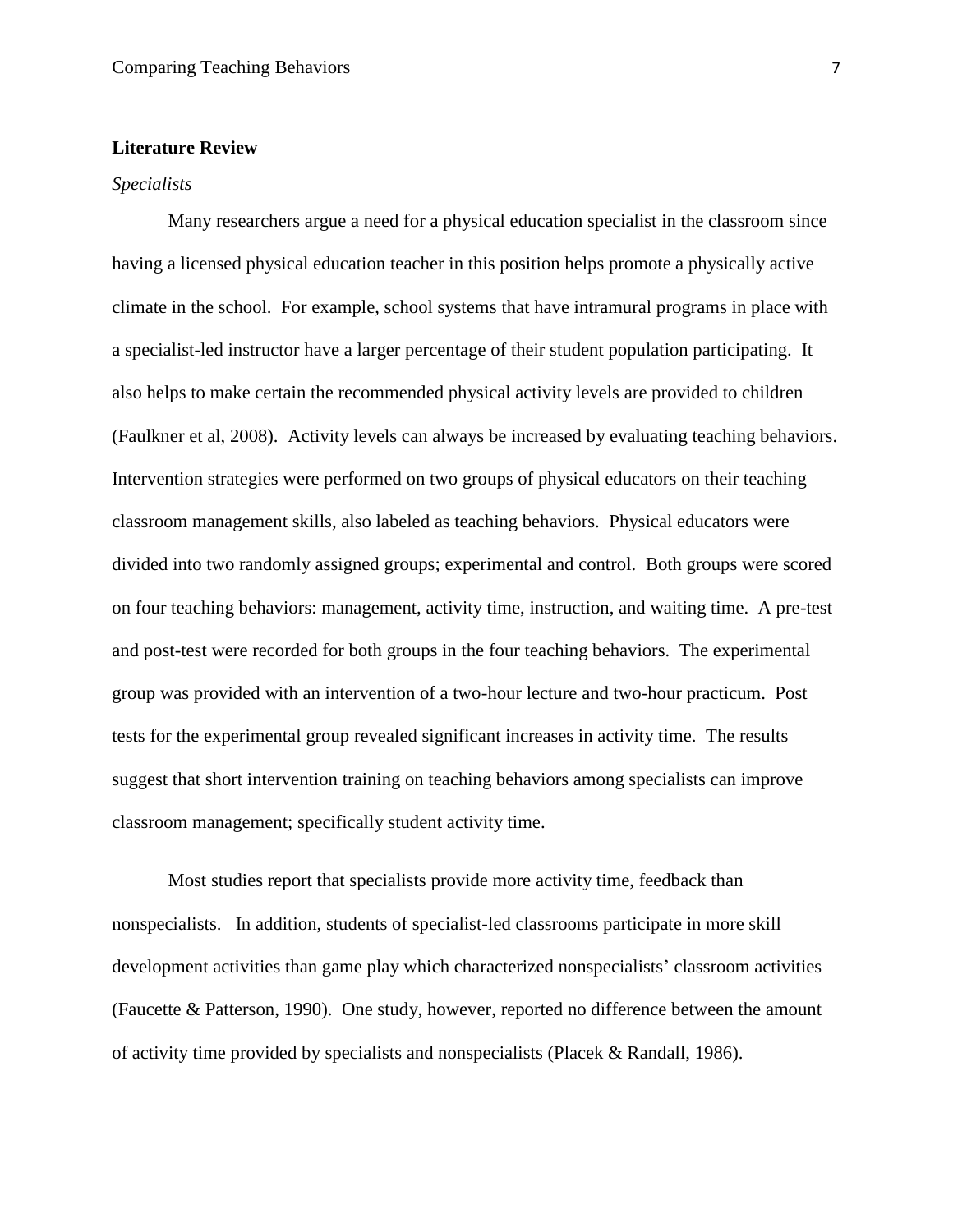## Literature Review

### *Specialists*

Many researchers argue a need for a physical education specialist in the classroom since having a licensed physical education teacher in this position helps promote a physically active climate in the school. For example, school systems that have intramural programs in place with a specialist-led instructor have a larger percentage of their student population participating. It also helps to make certain the recommended physical activity levels are provided to children (Faulkner et al, 2008). Activity levels can always be increased by evaluating teaching behaviors. Intervention strategies were performed on two groups of physical educators on their teaching classroom management skills, also labeled as teaching behaviors. Physical educators were divided into two randomly assigned groups; experimental and control. Both groups were scored on four teaching behaviors: management, activity time, instruction, and waiting time. A pre-test and post-test were recorded for both groups in the four teaching behaviors. The experimental group was provided with an intervention of a two-hour lecture and two-hour practicum. Post tests for the experimental group revealed significant increases in activity time. The results suggest that short intervention training on teaching behaviors among specialists can improve classroom management; specifically student activity time.

Most studies report that specialists provide more activity time, feedback than nonspecialists. In addition, students of specialist-led classrooms participate in more skill development activities than game play which characterized nonspecialists' classroom activities (Faucette & Patterson, 1990). One study, however, reported no difference between the amount of activity time provided by specialists and nonspecialists (Placek & Randall, 1986).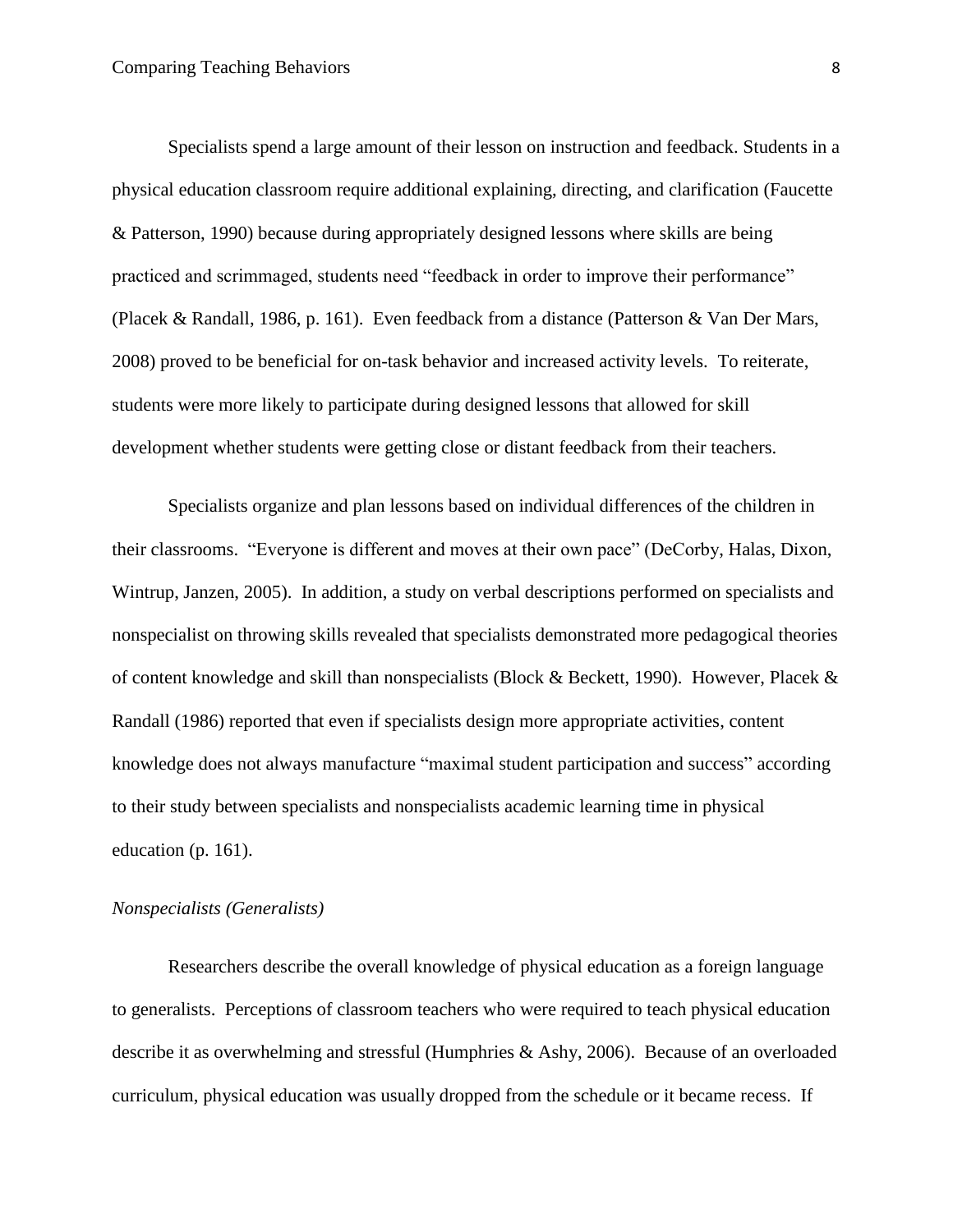Specialists spend a large amount of their lesson on instruction and feedback. Students in a physical education classroom require additional explaining, directing, and clarification (Faucette & Patterson, 1990) because during appropriately designed lessons where skills are being practiced and scrimmaged, students need “feedback in order to improve their performance” (Placek & Randall, 1986, p. 161). Even feedback from a distance (Patterson & Van Der Mars, 2008) proved to be beneficial for on-task behavior and increased activity levels. To reiterate, students were more likely to participate during designed lessons that allowed for skill development whether students were getting close or distant feedback from their teachers.

Specialists organize and plan lessons based on individual differences of the children in their classrooms. “Everyone is different and moves at their own pace” (DeCorby, Halas, Dixon, Wintrup, Janzen, 2005). In addition, a study on verbal descriptions performed on specialists and nonspecialist on throwing skills revealed that specialists demonstrated more pedagogical theories of content knowledge and skill than nonspecialists (Block & Beckett, 1990). However, Placek & Randall (1986) reported that even if specialists design more appropriate activities, content knowledge does not always manufacture “maximal student participation and success” according to their study between specialists and nonspecialists academic learning time in physical education (p. 161).

*Nonspecialists (Generalists)*

Researchers describe the overall knowledge of physical education as a foreign language to generalists. Perceptions of classroom teachers who were required to teach physical education describe it as overwhelming and stressful (Humphries & Ashy, 2006). Because of an overloaded curriculum, physical education was usually dropped from the schedule or it became recess. If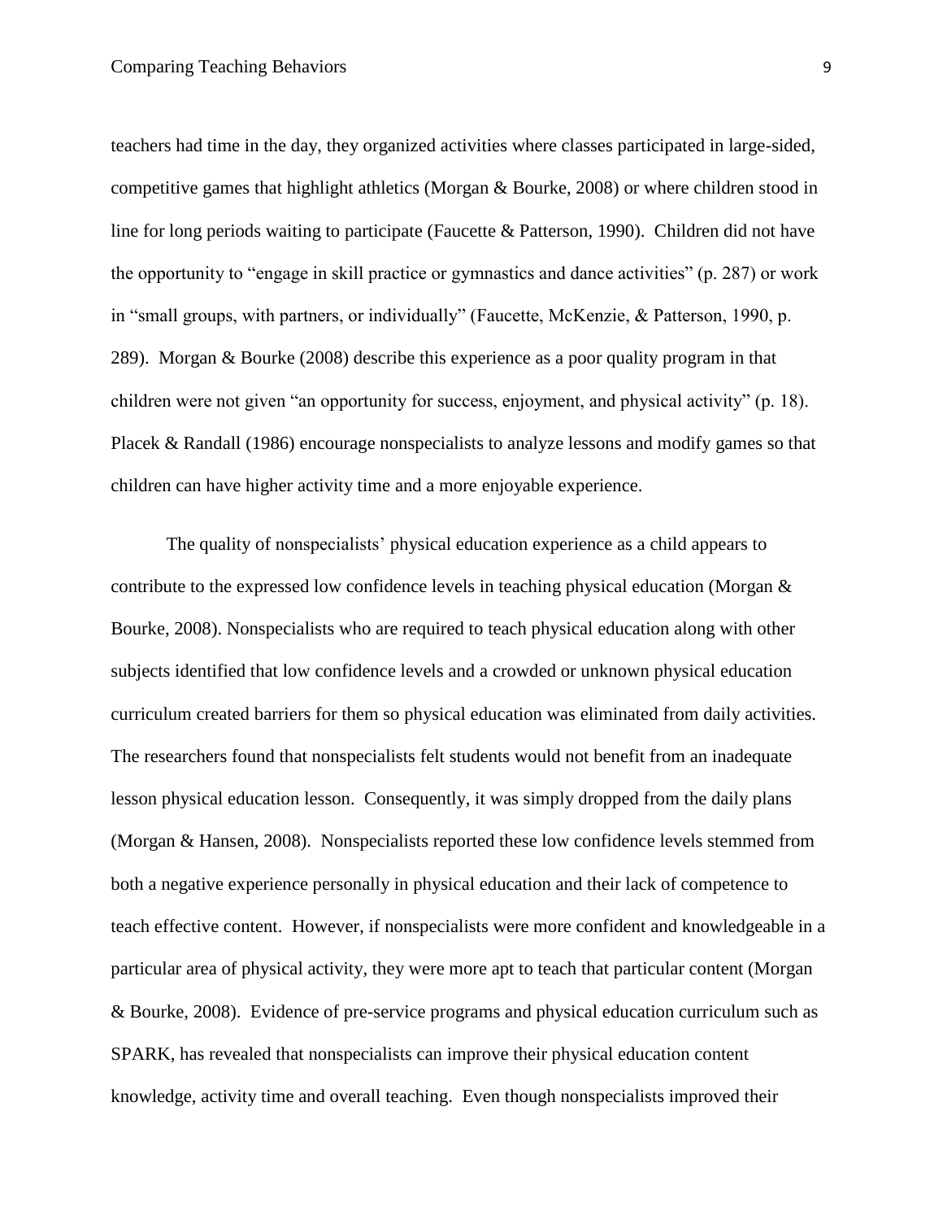teachers had time in the day, they organized activities where classes participated in large-sided, competitive games that highlight athletics (Morgan & Bourke, 2008) or where children stood in line for long periods waiting to participate (Faucette & Patterson, 1990). Children did not have the opportunity to "engage in skill practice or gymnastics and dance activities" (p. 287) or work in "small groups, with partners, or individually" (Faucette, McKenzie, & Patterson, 1990, p. 289). Morgan & Bourke (2008) describe this experience as a poor quality program in that children were not given "an opportunity for success, enjoyment, and physical activity" (p. 18). Placek & Randall (1986) encourage nonspecialists to analyze lessons and modify games so that children can have higher activity time and a more enjoyable experience.

The quality of nonspecialists' physical education experience as a child appears to contribute to the expressed low confidence levels in teaching physical education (Morgan & Bourke, 2008). Nonspecialists who are required to teach physical education along with other subjects identified that low confidence levels and a crowded or unknown physical education curriculum created barriers for them so physical education was eliminated from daily activities. The researchers found that nonspecialists felt students would not benefit from an inadequate lesson physical education lesson. Consequently, it was simply dropped from the daily plans (Morgan & Hansen, 2008). Nonspecialists reported these low confidence levels stemmed from both a negative experience personally in physical education and their lack of competence to teach effective content. However, if nonspecialists were more confident and knowledgeable in a particular area of physical activity, they were more apt to teach that particular content (Morgan & Bourke, 2008). Evidence of pre-service programs and physical education curriculum such as SPARK, has revealed that nonspecialists can improve their physical education content knowledge, activity time and overall teaching. Even though nonspecialists improved their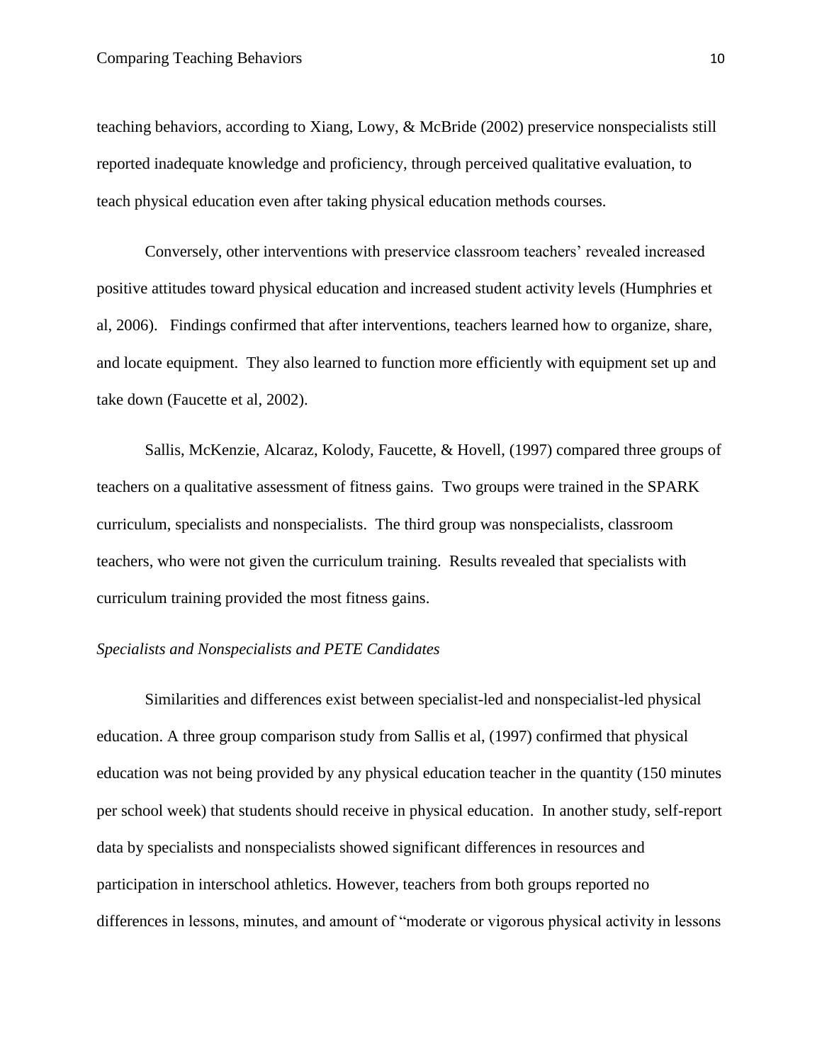teaching behaviors, according to Xiang, Lowy, & McBride (2002) preservice nonspecialists still reported inadequate knowledge and proficiency, through perceived qualitative evaluation, to teach physical education even after taking physical education methods courses.

Conversely, other interventions with preservice classroom teachers' revealed increased positive attitudes toward physical education and increased student activity levels (Humphries et al, 2006). Findings confirmed that after interventions, teachers learned how to organize, share, and locate equipment. They also learned to function more efficiently with equipment set up and take down (Faucette et al, 2002).

Sallis, McKenzie, Alcaraz, Kolody, Faucette, & Hovell, (1997) compared three groups of teachers on a qualitative assessment of fitness gains. Two groups were trained in the SPARK curriculum, specialists and nonspecialists. The third group was nonspecialists, classroom teachers, who were not given the curriculum training. Results revealed that specialists with curriculum training provided the most fitness gains.

*Specialists and Nonspecialists and PETE Candidates*

Similarities and differences exist between specialist-led and nonspecialist-led physical education. A three group comparison study from Sallis et al, (1997) confirmed that physical education was not being provided by any physical education teacher in the quantity (150 minutes per school week) that students should receive in physical education. In another study, self-report data by specialists and nonspecialists showed significant differences in resources and participation in interschool athletics. However, teachers from both groups reported no differences in lessons, minutes, and amount of "moderate or vigorous physical activity in lessons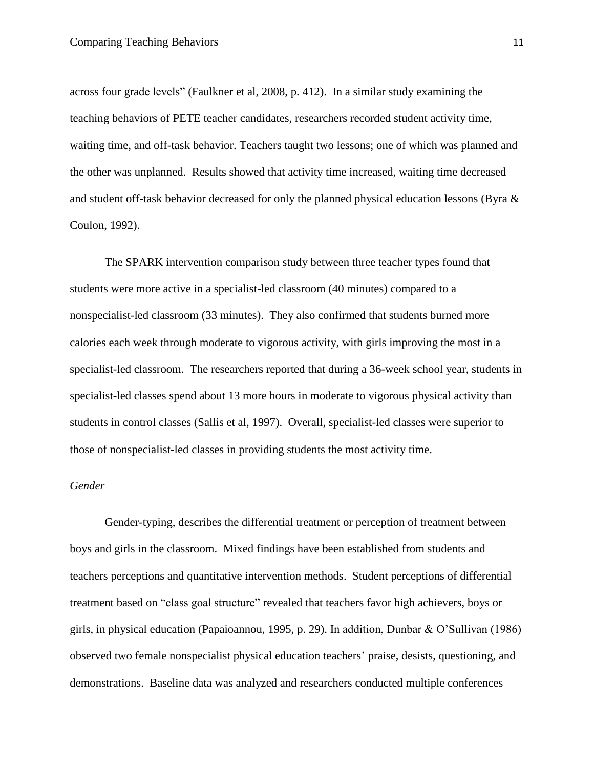across four grade levels" (Faulkner et al, 2008, p. 412). In a similar study examining the teaching behaviors of PETE teacher candidates, researchers recorded student activity time, waiting time, and off-task behavior. Teachers taught two lessons; one of which was planned and the other was unplanned. Results showed that activity time increased, waiting time decreased and student off-task behavior decreased for only the planned physical education lessons (Byra & Coulon, 1992).

The SPARK intervention comparison study between three teacher types found that students were more active in a specialist-led classroom (40 minutes) compared to a nonspecialist-led classroom (33 minutes). They also confirmed that students burned more calories each week through moderate to vigorous activity, with girls improving the most in a specialist-led classroom. The researchers reported that during a 36-week school year, students in specialist-led classes spend about 13 more hours in moderate to vigorous physical activity than students in control classes (Sallis et al, 1997). Overall, specialist-led classes were superior to those of nonspecialist-led classes in providing students the most activity time.

*Gender*

Gender-typing, describes the differential treatment or perception of treatment between boys and girls in the classroom. Mixed findings have been established from students and teachers perceptions and quantitative intervention methods. Student perceptions of differential treatment based on "class goal structure" revealed that teachers favor high achievers, boys or girls, in physical education (Papaioannou, 1995, p. 29). In addition, Dunbar & O'Sullivan (1986) observed two female nonspecialist physical education teachers' praise, desists, questioning, and demonstrations. Baseline data was analyzed and researchers conducted multiple conferences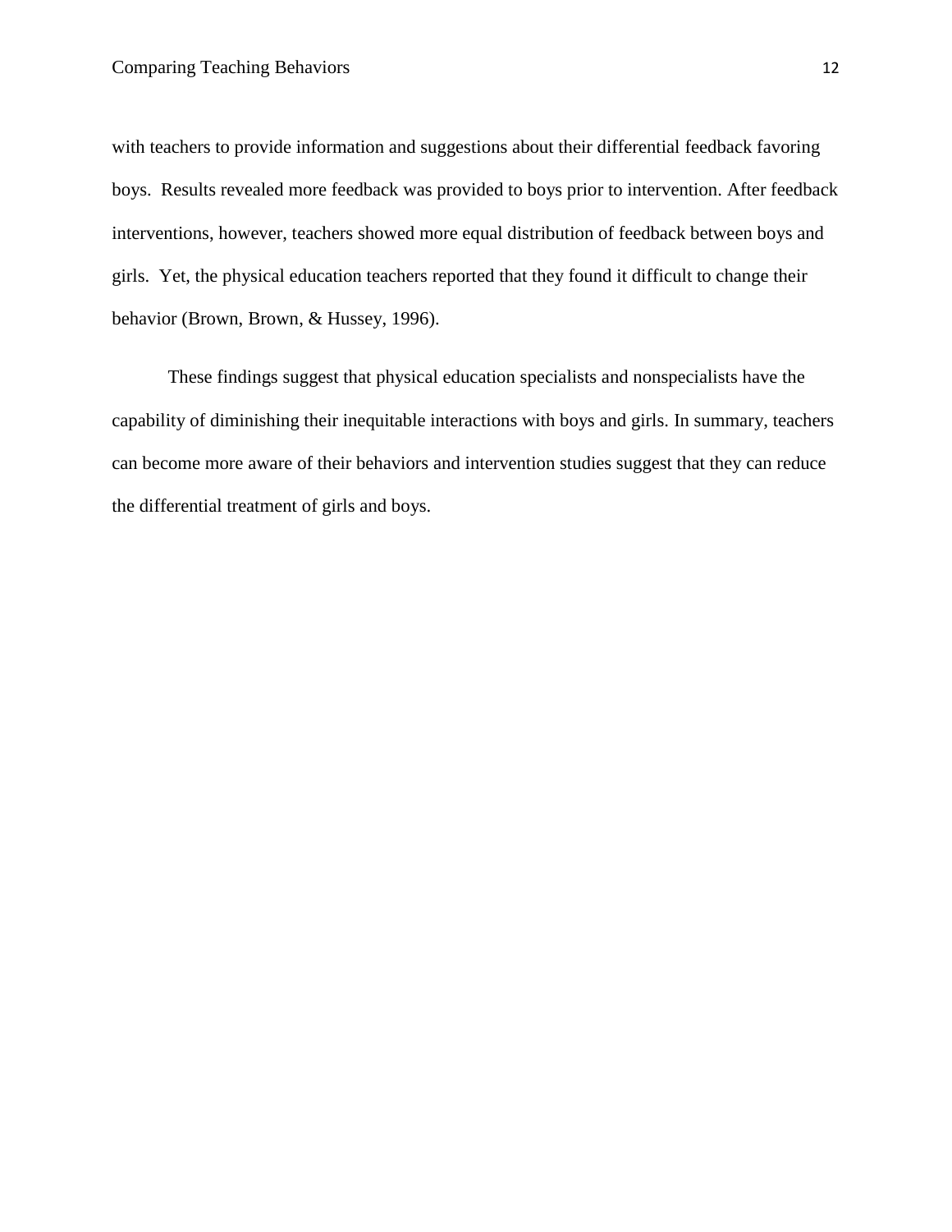with teachers to provide information and suggestions about their differential feedback favoring boys. Results revealed more feedback was provided to boys prior to intervention. After feedback interventions, however, teachers showed more equal distribution of feedback between boys and girls. Yet, the physical education teachers reported that they found it difficult to change their behavior (Brown, Brown, & Hussey, 1996).

These findings suggest that physical education specialists and nonspecialists have the capability of diminishing their inequitable interactions with boys and girls. In summary, teachers can become more aware of their behaviors and intervention studies suggest that they can reduce the differential treatment of girls and boys.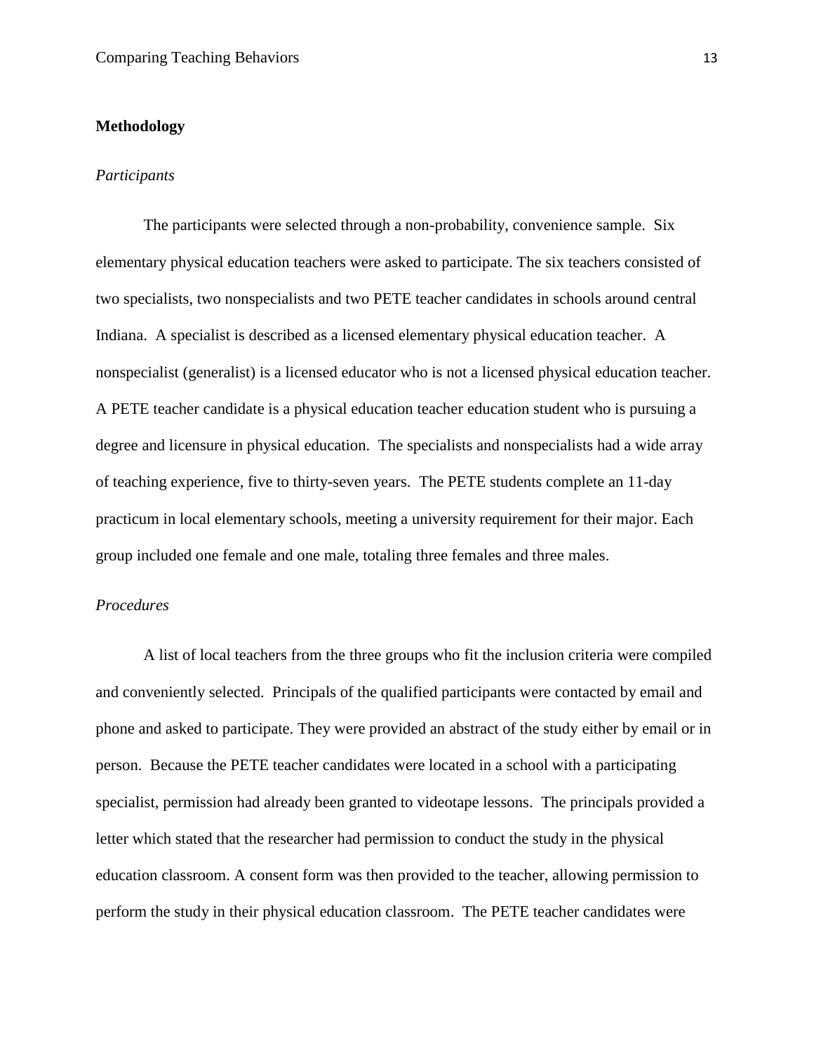## Methodology

### *Participants*

The participants were selected through a non-probability, convenience sample. Six elementary physical education teachers were asked to participate. The six teachers consisted of two specialists, two nonspecialists and two PETE teacher candidates in schools around central Indiana. A specialist is described as a licensed elementary physical education teacher. A nonspecialist (generalist) is a licensed educator who is not a licensed physical education teacher. A PETE teacher candidate is a physical education teacher education student who is pursuing a degree and licensure in physical education. The specialists and nonspecialists had a wide array of teaching experience, five to thirty-seven years. The PETE students complete an 11-day practicum in local elementary schools, meeting a university requirement for their major. Each group included one female and one male, totaling three females and three males.

### *Procedures*

A list of local teachers from the three groups who fit the inclusion criteria were compiled and conveniently selected. Principals of the qualified participants were contacted by email and phone and asked to participate. They were provided an abstract of the study either by email or in person. Because the PETE teacher candidates were located in a school with a participating specialist, permission had already been granted to videotape lessons. The principals provided a letter which stated that the researcher had permission to conduct the study in the physical education classroom. A consent form was then provided to the teacher, allowing permission to perform the study in their physical education classroom. The PETE teacher candidates were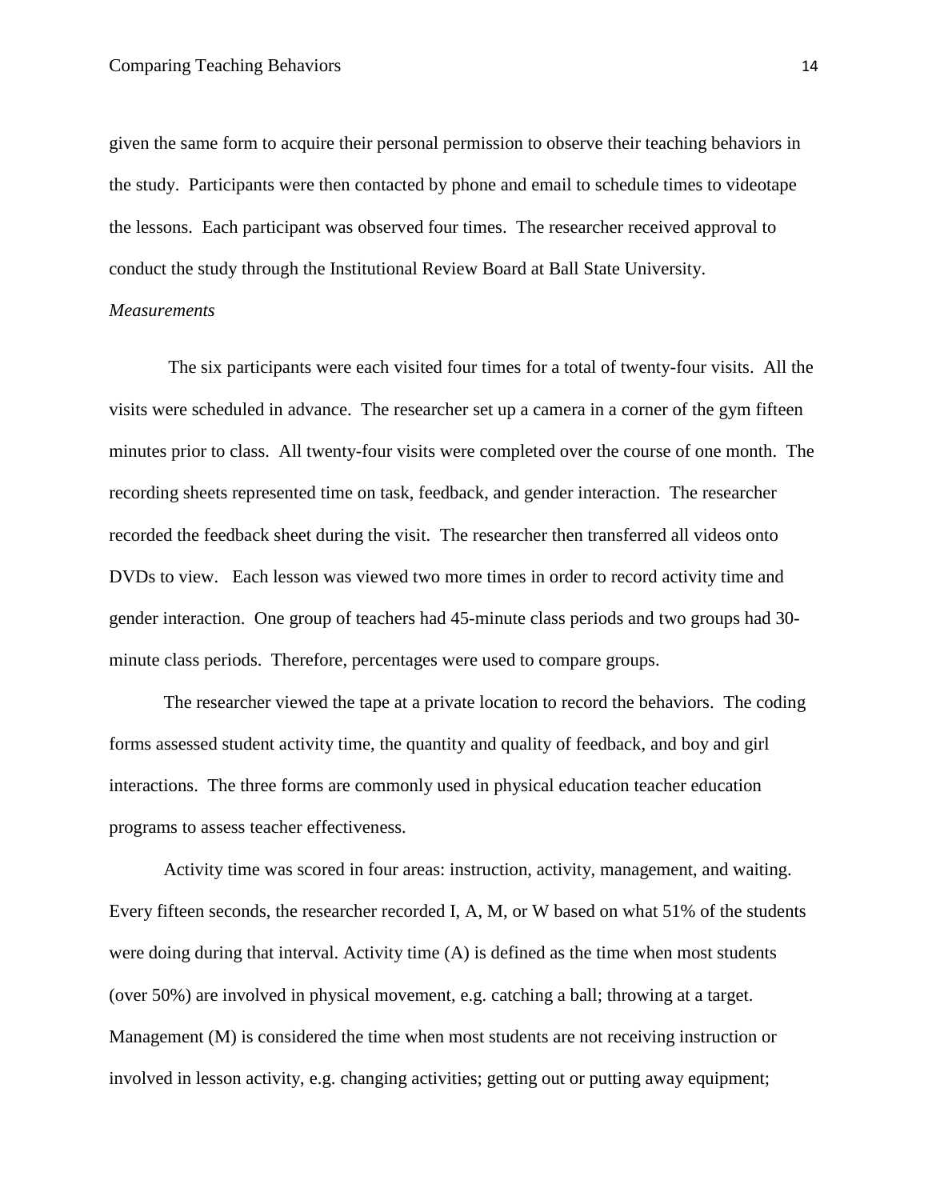given the same form to acquire their personal permission to observe their teaching behaviors in the study. Participants were then contacted by phone and email to schedule times to videotape the lessons. Each participant was observed four times. The researcher received approval to conduct the study through the Institutional Review Board at Ball State University.

*Measurements*

The six participants were each visited four times for a total of twenty-four visits. All the visits were scheduled in advance. The researcher set up a camera in a corner of the gym fifteen minutes prior to class. All twenty-four visits were completed over the course of one month. The recording sheets represented time on task, feedback, and gender interaction. The researcher recorded the feedback sheet during the visit. The researcher then transferred all videos onto DVDs to view. Each lesson was viewed two more times in order to record activity time and gender interaction. One group of teachers had 45-minute class periods and two groups had 30-minute class periods. Therefore, percentages were used to compare groups.

The researcher viewed the tape at a private location to record the behaviors. The coding forms assessed student activity time, the quantity and quality of feedback, and boy and girl interactions. The three forms are commonly used in physical education teacher education programs to assess teacher effectiveness.

Activity time was scored in four areas: instruction, activity, management, and waiting. Every fifteen seconds, the researcher recorded I, A, M, or W based on what 51% of the students were doing during that interval. Activity time (A) is defined as the time when most students (over 50%) are involved in physical movement, e.g. catching a ball; throwing at a target. Management (M) is considered the time when most students are not receiving instruction or involved in lesson activity, e.g. changing activities; getting out or putting away equipment;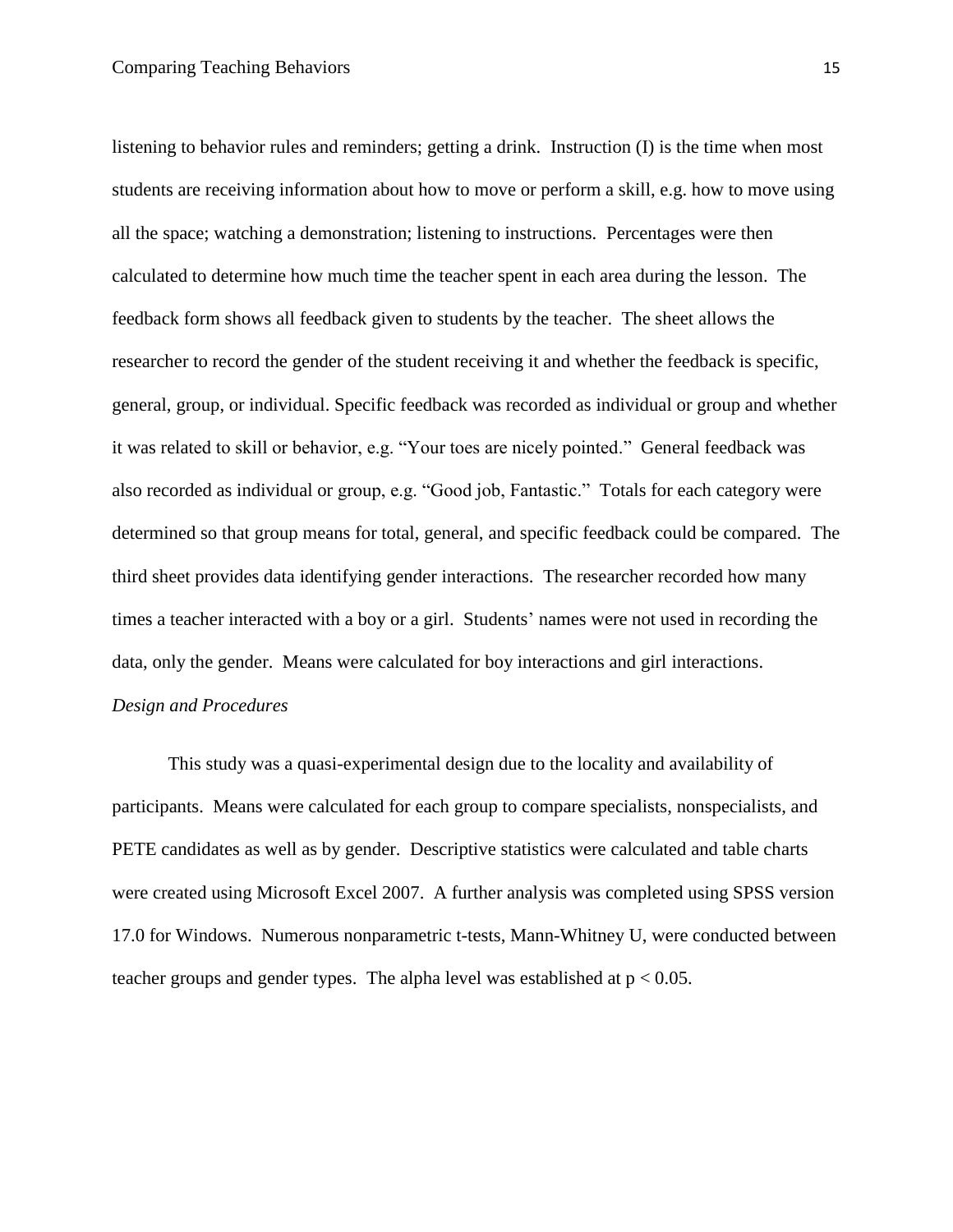listening to behavior rules and reminders; getting a drink. Instruction (I) is the time when most students are receiving information about how to move or perform a skill, e.g. how to move using all the space; watching a demonstration; listening to instructions. Percentages were then calculated to determine how much time the teacher spent in each area during the lesson. The feedback form shows all feedback given to students by the teacher. The sheet allows the researcher to record the gender of the student receiving it and whether the feedback is specific, general, group, or individual. Specific feedback was recorded as individual or group and whether it was related to skill or behavior, e.g. "Your toes are nicely pointed." General feedback was also recorded as individual or group, e.g. "Good job, Fantastic." Totals for each category were determined so that group means for total, general, and specific feedback could be compared. The third sheet provides data identifying gender interactions. The researcher recorded how many times a teacher interacted with a boy or a girl. Students' names were not used in recording the data, only the gender. Means were calculated for boy interactions and girl interactions.

*Design and Procedures*

This study was a quasi-experimental design due to the locality and availability of participants. Means were calculated for each group to compare specialists, nonspecialists, and PETE candidates as well as by gender. Descriptive statistics were calculated and table charts were created using Microsoft Excel 2007. A further analysis was completed using SPSS version 17.0 for Windows. Numerous nonparametric t-tests, Mann-Whitney U, were conducted between teacher groups and gender types. The alpha level was established at $p < 0.05$.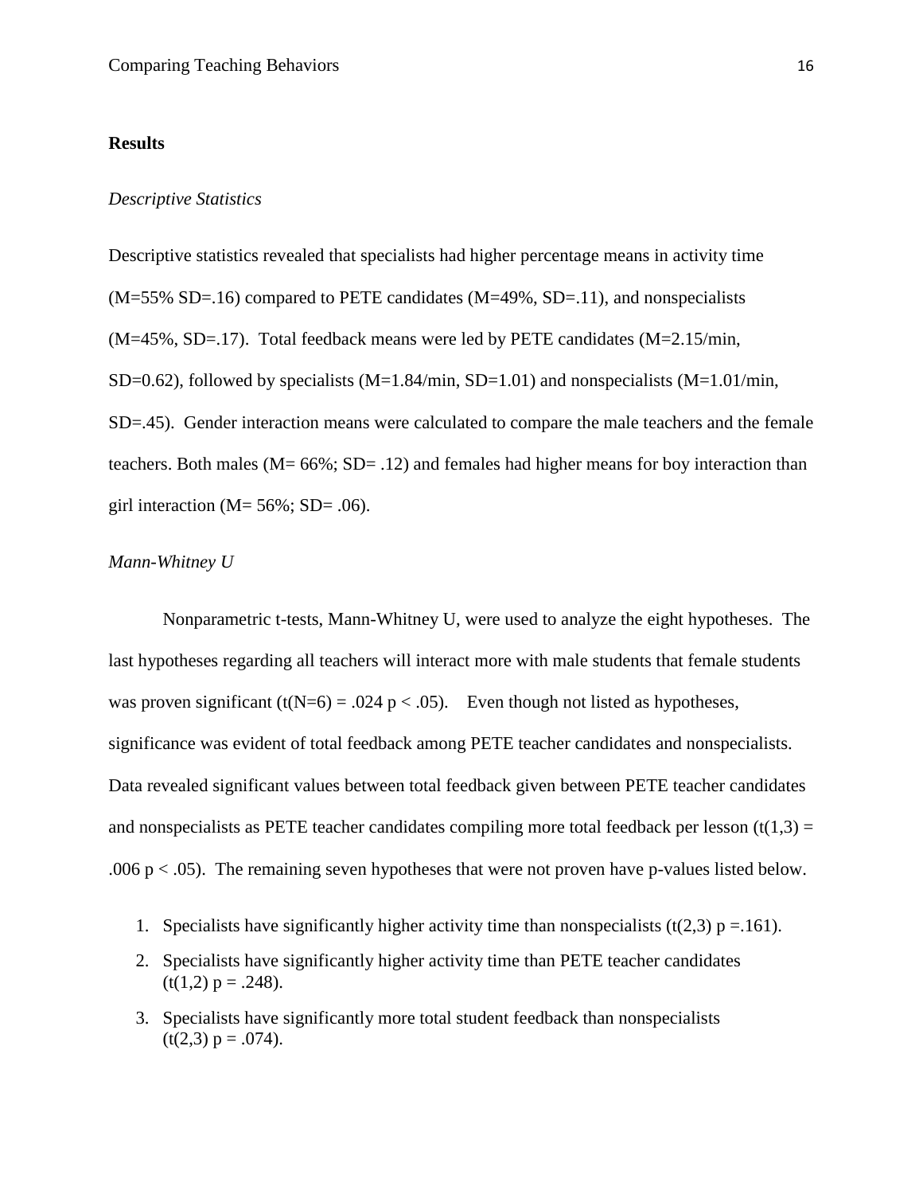## Results

### *Descriptive Statistics*

Descriptive statistics revealed that specialists had higher percentage means in activity time ($M=55\%$ $SD=.16$) compared to PETE candidates ($M=49\%$, $SD=.11$), and nonspecialists ($M=45\%$, $SD=.17$). Total feedback means were led by PETE candidates ($M=2.15$/min, $SD=0.62$), followed by specialists ($M=1.84$/min, $SD=1.01$) and nonspecialists ($M=1.01$/min, $SD=.45$). Gender interaction means were calculated to compare the male teachers and the female teachers. Both males ($M= 66\%$; $SD= .12$) and females had higher means for boy interaction than girl interaction ($M= 56\%$; $SD= .06$).

### *Mann-Whitney U*

Nonparametric t-tests, Mann-Whitney U, were used to analyze the eight hypotheses. The last hypotheses regarding all teachers will interact more with male students that female students was proven significant ($t(N=6) = .024$ $p < .05$). Even though not listed as hypotheses, significance was evident of total feedback among PETE teacher candidates and nonspecialists. Data revealed significant values between total feedback given between PETE teacher candidates and nonspecialists as PETE teacher candidates compiling more total feedback per lesson ($t(1,3) = .006$ $p < .05$). The remaining seven hypotheses that were not proven have p-values listed below.

1. Specialists have significantly higher activity time than nonspecialists ($t(2,3)$ $p =.161$).
2. Specialists have significantly higher activity time than PETE teacher candidates ($t(1,2)$ $p = .248$).
3. Specialists have significantly more total student feedback than nonspecialists ($t(2,3)$ $p = .074$).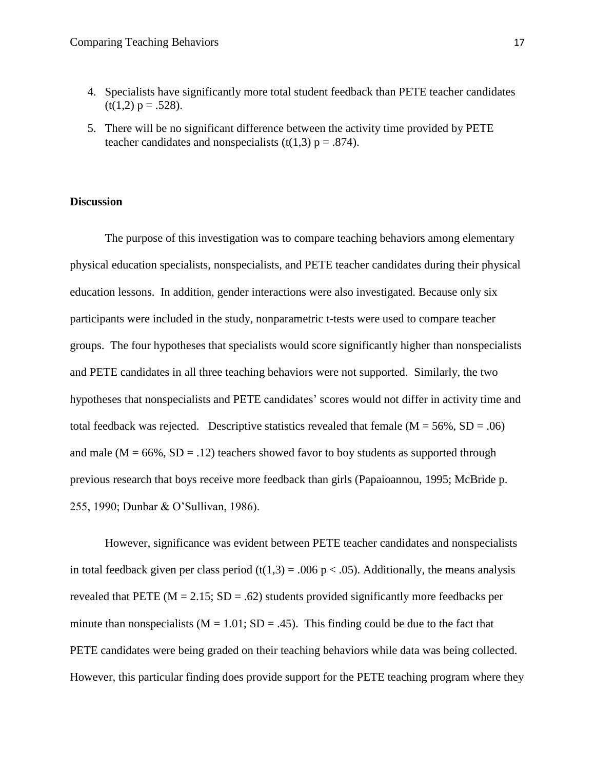4. Specialists have significantly more total student feedback than PETE teacher candidates ($t(1,2)$ $p = .528$).
5. There will be no significant difference between the activity time provided by PETE teacher candidates and nonspecialists ($t(1,3)$ $p = .874$).

**Discussion**

The purpose of this investigation was to compare teaching behaviors among elementary physical education specialists, nonspecialists, and PETE teacher candidates during their physical education lessons. In addition, gender interactions were also investigated. Because only six participants were included in the study, nonparametric t-tests were used to compare teacher groups. The four hypotheses that specialists would score significantly higher than nonspecialists and PETE candidates in all three teaching behaviors were not supported. Similarly, the two hypotheses that nonspecialists and PETE candidates' scores would not differ in activity time and total feedback was rejected. Descriptive statistics revealed that female ($M = 56\%$, $SD = .06$) and male ($M = 66\%$, $SD = .12$) teachers showed favor to boy students as supported through previous research that boys receive more feedback than girls (Papaioannou, 1995; McBride p. 255, 1990; Dunbar & O'Sullivan, 1986).

However, significance was evident between PETE teacher candidates and nonspecialists in total feedback given per class period ($t(1,3) = .006$ $p < .05$). Additionally, the means analysis revealed that PETE ($M = 2.15$; $SD = .62$) students provided significantly more feedbacks per minute than nonspecialists ($M = 1.01$; $SD = .45$). This finding could be due to the fact that PETE candidates were being graded on their teaching behaviors while data was being collected. However, this particular finding does provide support for the PETE teaching program where they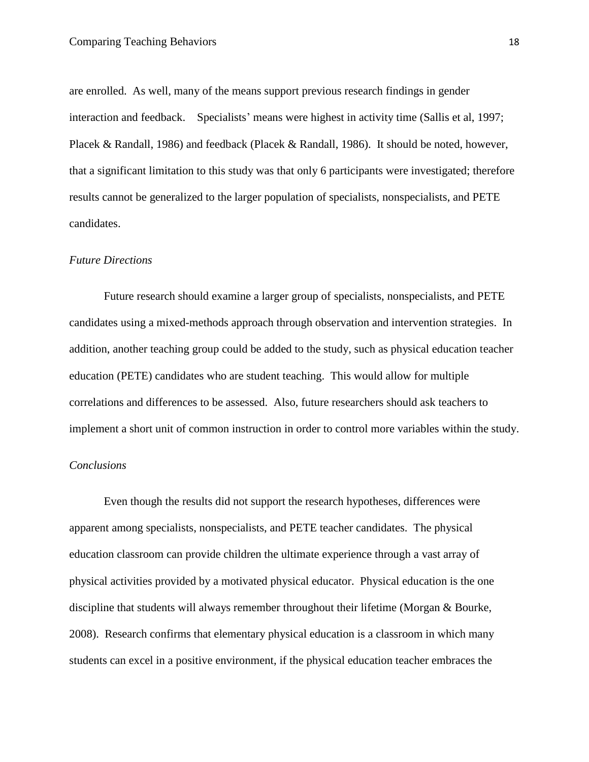are enrolled. As well, many of the means support previous research findings in gender interaction and feedback. Specialists' means were highest in activity time (Sallis et al, 1997; Placek & Randall, 1986) and feedback (Placek & Randall, 1986). It should be noted, however, that a significant limitation to this study was that only 6 participants were investigated; therefore results cannot be generalized to the larger population of specialists, nonspecialists, and PETE candidates.

### *Future Directions*

Future research should examine a larger group of specialists, nonspecialists, and PETE candidates using a mixed-methods approach through observation and intervention strategies. In addition, another teaching group could be added to the study, such as physical education teacher education (PETE) candidates who are student teaching. This would allow for multiple correlations and differences to be assessed. Also, future researchers should ask teachers to implement a short unit of common instruction in order to control more variables within the study.

### *Conclusions*

Even though the results did not support the research hypotheses, differences were apparent among specialists, nonspecialists, and PETE teacher candidates. The physical education classroom can provide children the ultimate experience through a vast array of physical activities provided by a motivated physical educator. Physical education is the one discipline that students will always remember throughout their lifetime (Morgan & Bourke, 2008). Research confirms that elementary physical education is a classroom in which many students can excel in a positive environment, if the physical education teacher embraces the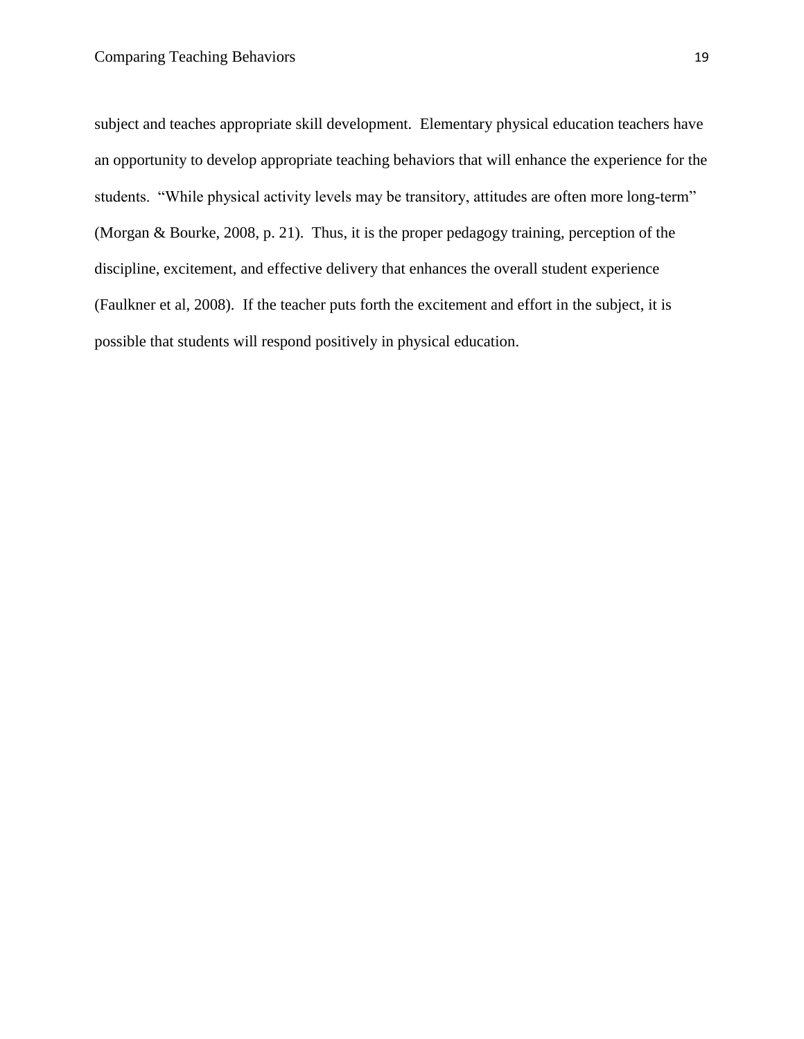subject and teaches appropriate skill development. Elementary physical education teachers have an opportunity to develop appropriate teaching behaviors that will enhance the experience for the students. "While physical activity levels may be transitory, attitudes are often more long-term" (Morgan & Bourke, 2008, p. 21). Thus, it is the proper pedagogy training, perception of the discipline, excitement, and effective delivery that enhances the overall student experience (Faulkner et al, 2008). If the teacher puts forth the excitement and effort in the subject, it is possible that students will respond positively in physical education.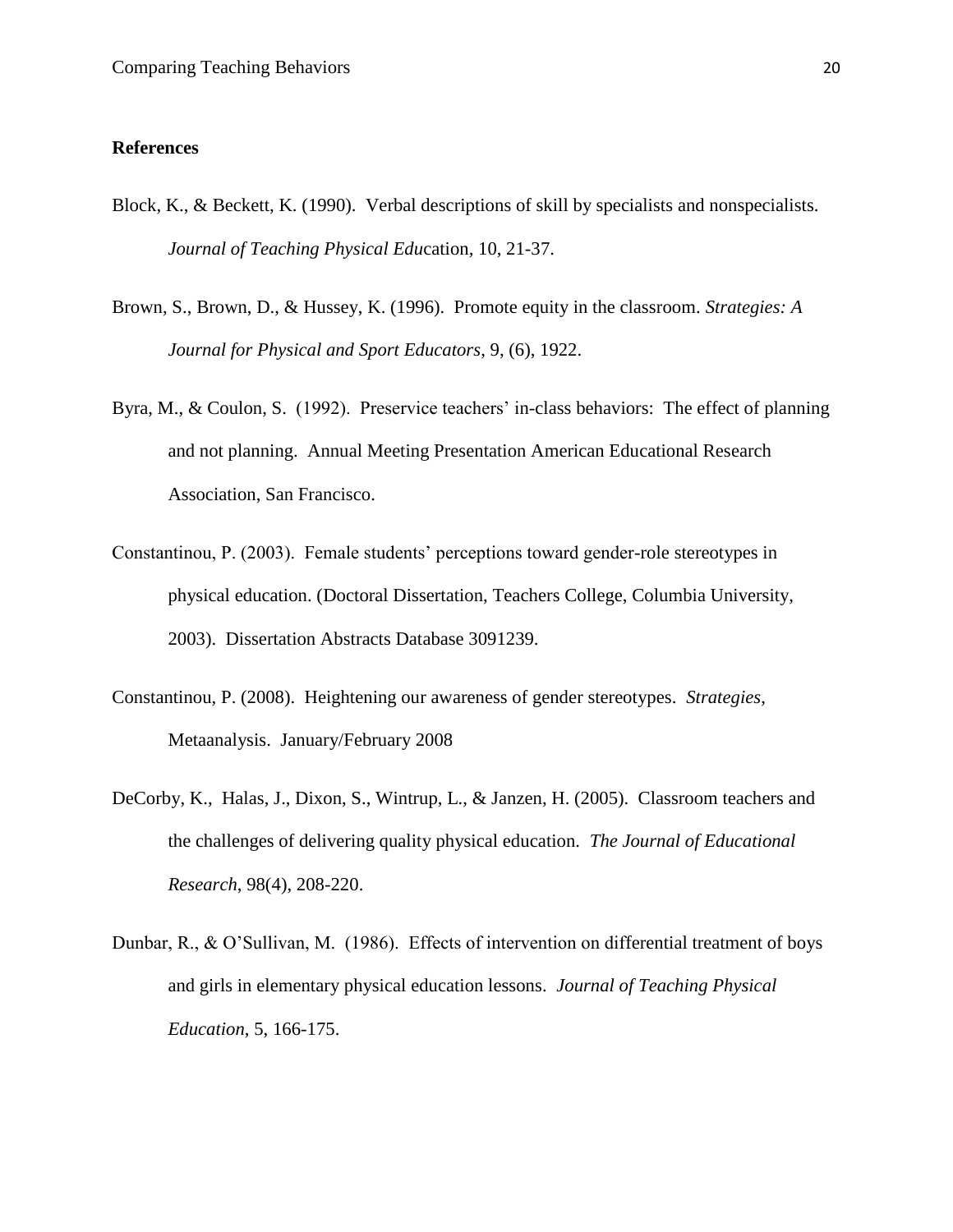**References**

Block, K., & Beckett, K. (1990). Verbal descriptions of skill by specialists and nonspecialists. *Journal of Teaching Physical Edu*cation, 10, 21-37.

Brown, S., Brown, D., & Hussey, K. (1996). Promote equity in the classroom. *Strategies: A Journal for Physical and Sport Educators*, 9, (6), 1922.

Byra, M., & Coulon, S. (1992). Preservice teachers' in-class behaviors: The effect of planning and not planning. Annual Meeting Presentation American Educational Research Association, San Francisco.

Constantinou, P. (2003). Female students' perceptions toward gender-role stereotypes in physical education. (Doctoral Dissertation, Teachers College, Columbia University, 2003). Dissertation Abstracts Database 3091239.

Constantinou, P. (2008). Heightening our awareness of gender stereotypes. *Strategies*, Metaanalysis. January/February 2008

DeCorby, K., Halas, J., Dixon, S., Wintrup, L., & Janzen, H. (2005). Classroom teachers and the challenges of delivering quality physical education. *The Journal of Educational Research*, 98(4), 208-220.

Dunbar, R., & O'Sullivan, M. (1986). Effects of intervention on differential treatment of boys and girls in elementary physical education lessons. *Journal of Teaching Physical Education*, 5, 166-175.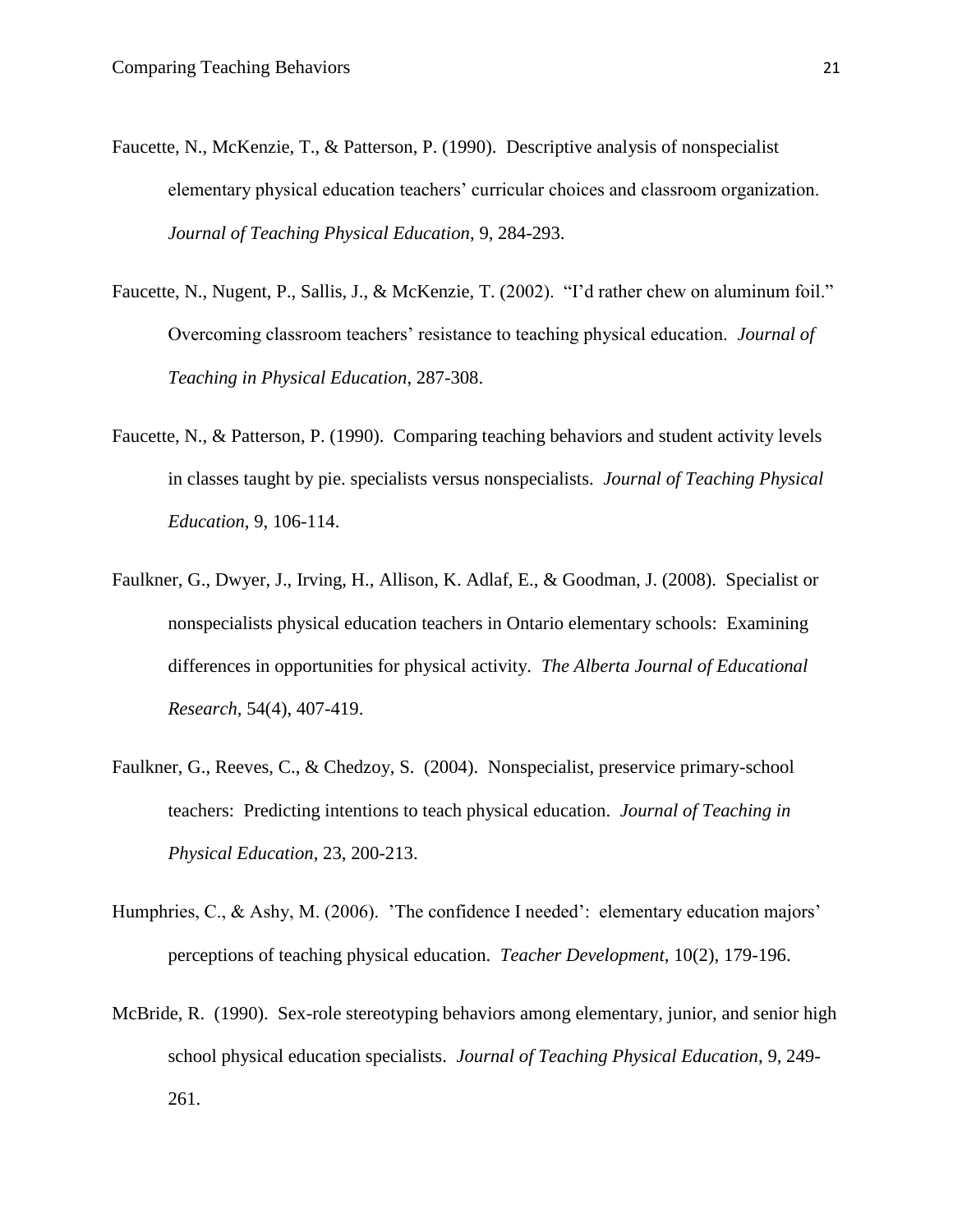Faucette, N., McKenzie, T., & Patterson, P. (1990). Descriptive analysis of nonspecialist elementary physical education teachers' curricular choices and classroom organization. *Journal of Teaching Physical Education,* 9, 284-293.

Faucette, N., Nugent, P., Sallis, J., & McKenzie, T. (2002). "I'd rather chew on aluminum foil." Overcoming classroom teachers' resistance to teaching physical education. *Journal of Teaching in Physical Education*, 287-308.

Faucette, N., & Patterson, P. (1990). Comparing teaching behaviors and student activity levels in classes taught by pie. specialists versus nonspecialists. *Journal of Teaching Physical Education*, 9, 106-114.

Faulkner, G., Dwyer, J., Irving, H., Allison, K. Adlaf, E., & Goodman, J. (2008). Specialist or nonspecialists physical education teachers in Ontario elementary schools: Examining differences in opportunities for physical activity. *The Alberta Journal of Educational Research*, 54(4), 407-419.

Faulkner, G., Reeves, C., & Chedzoy, S. (2004). Nonspecialist, preservice primary-school teachers: Predicting intentions to teach physical education. *Journal of Teaching in Physical Education*, 23, 200-213.

Humphries, C., & Ashy, M. (2006). 'The confidence I needed': elementary education majors' perceptions of teaching physical education. *Teacher Development*, 10(2), 179-196.

McBride, R. (1990). Sex-role stereotyping behaviors among elementary, junior, and senior high school physical education specialists. *Journal of Teaching Physical Education*, 9, 249-261.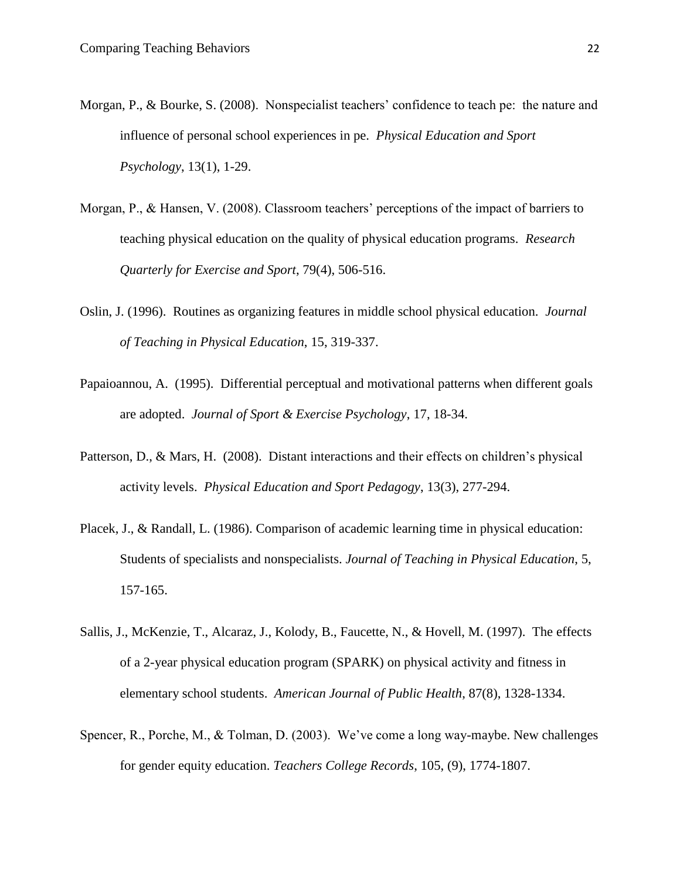Morgan, P., & Bourke, S. (2008). Nonspecialist teachers' confidence to teach pe: the nature and influence of personal school experiences in pe. *Physical Education and Sport Psychology*, 13(1), 1-29.

Morgan, P., & Hansen, V. (2008). Classroom teachers' perceptions of the impact of barriers to teaching physical education on the quality of physical education programs. *Research Quarterly for Exercise and Sport*, 79(4), 506-516.

Oslin, J. (1996). Routines as organizing features in middle school physical education. *Journal of Teaching in Physical Education*, 15, 319-337.

Papaioannou, A. (1995). Differential perceptual and motivational patterns when different goals are adopted. *Journal of Sport & Exercise Psychology*, 17, 18-34.

Patterson, D., & Mars, H. (2008). Distant interactions and their effects on children's physical activity levels. *Physical Education and Sport Pedagogy*, 13(3), 277-294.

Placek, J., & Randall, L. (1986). Comparison of academic learning time in physical education: Students of specialists and nonspecialists. *Journal of Teaching in Physical Education*, 5, 157-165.

Sallis, J., McKenzie, T., Alcaraz, J., Kolody, B., Faucette, N., & Hovell, M. (1997). The effects of a 2-year physical education program (SPARK) on physical activity and fitness in elementary school students. *American Journal of Public Health*, 87(8), 1328-1334.

Spencer, R., Porche, M., & Tolman, D. (2003). We've come a long way-maybe. New challenges for gender equity education. *Teachers College Records*, 105, (9), 1774-1807.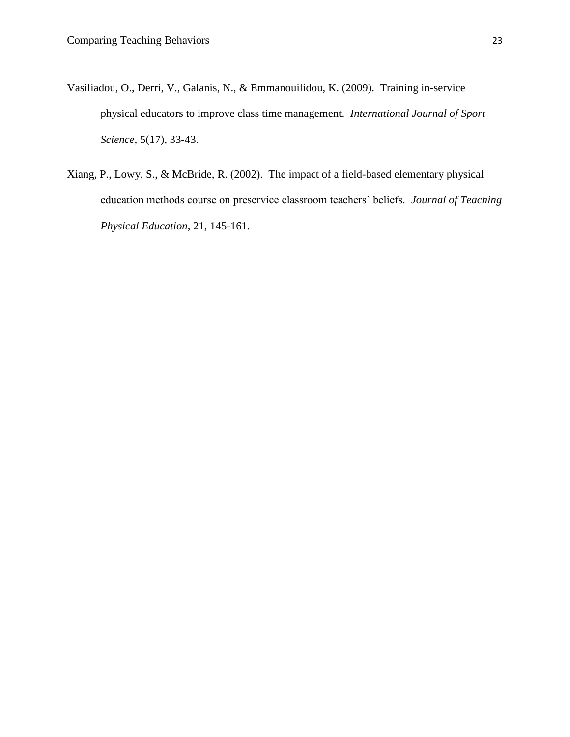Vasiliadou, O., Derri, V., Galanis, N., & Emmanouilidou, K. (2009). Training in-service physical educators to improve class time management. *International Journal of Sport Science*, 5(17), 33-43.

Xiang, P., Lowy, S., & McBride, R. (2002). The impact of a field-based elementary physical education methods course on preservice classroom teachers' beliefs. *Journal of Teaching Physical Education*, 21, 145-161.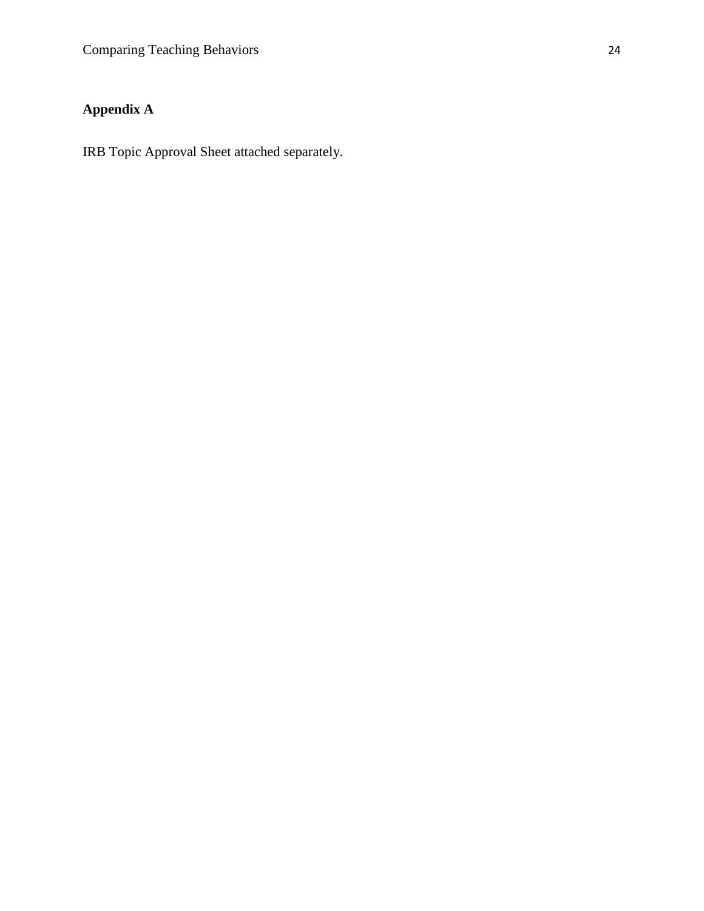## Appendix A

IRB Topic Approval Sheet attached separately.